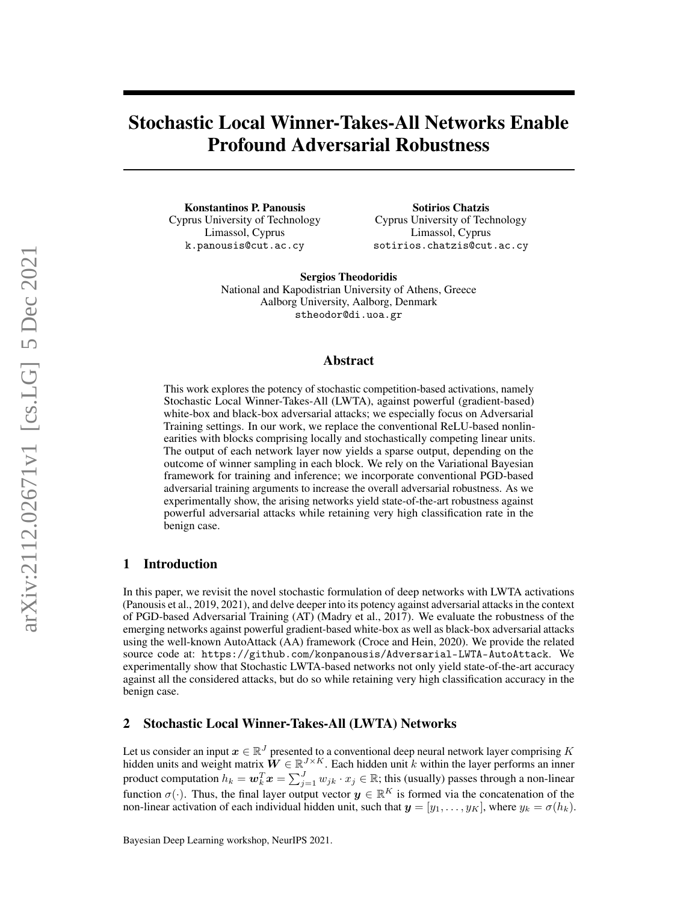# Stochastic Local Winner-Takes-All Networks Enable Profound Adversarial Robustness

**Konstantinos P. Panousis**
Cyprus University of Technology
Limassol, Cyprus
k.panousis@cut.ac.cy

**Sotirios Chatzis**
Cyprus University of Technology
Limassol, Cyprus
sotirios.chatzis@cut.ac.cy

**Sergios Theodoridis**
National and Kapodistrian University of Athens, Greece
Aalborg University, Aalborg, Denmark
stheodor@di.uoa.gr

## Abstract

This work explores the potency of stochastic competition-based activations, namely Stochastic Local Winner-Takes-All (LWTA), against powerful (gradient-based) white-box and black-box adversarial attacks; we especially focus on Adversarial Training settings. In our work, we replace the conventional ReLU-based nonlinearities with blocks comprising locally and stochastically competing linear units. The output of each network layer now yields a sparse output, depending on the outcome of winner sampling in each block. We rely on the Variational Bayesian framework for training and inference; we incorporate conventional PGD-based adversarial training arguments to increase the overall adversarial robustness. As we experimentally show, the arising networks yield state-of-the-art robustness against powerful adversarial attacks while retaining very high classification rate in the benign case.

## 1 Introduction

In this paper, we revisit the novel stochastic formulation of deep networks with LWTA activations (Panousis et al., 2019, 2021), and delve deeper into its potency against adversarial attacks in the context of PGD-based Adversarial Training (AT) (Madry et al., 2017). We evaluate the robustness of the emerging networks against powerful gradient-based white-box as well as black-box adversarial attacks using the well-known AutoAttack (AA) framework (Croce and Hein, 2020). We provide the related source code at: https://github.com/konpanousis/Adversarial-LWTA-AutoAttack. We experimentally show that Stochastic LWTA-based networks not only yield state-of-the-art accuracy against all the considered attacks, but do so while retaining very high classification accuracy in the benign case.

## 2 Stochastic Local Winner-Takes-All (LWTA) Networks

Let us consider an input $\boldsymbol{x} \in \mathbb{R}^J$ presented to a conventional deep neural network layer comprising $K$ hidden units and weight matrix $\boldsymbol{W} \in \mathbb{R}^{J \times K}$. Each hidden unit $k$ within the layer performs an inner product computation $h_k = \boldsymbol{w}_k^T \boldsymbol{x} = \sum_{j=1}^{J} w_{jk} \cdot x_j \in \mathbb{R}$; this (usually) passes through a non-linear function $\sigma(\cdot)$. Thus, the final layer output vector $\boldsymbol{y} \in \mathbb{R}^K$ is formed via the concatenation of the non-linear activation of each individual hidden unit, such that $\boldsymbol{y} = [y_1, \ldots, y_K]$, where $y_k = \sigma(h_k)$.

Bayesian Deep Learning workshop, NeurIPS 2021.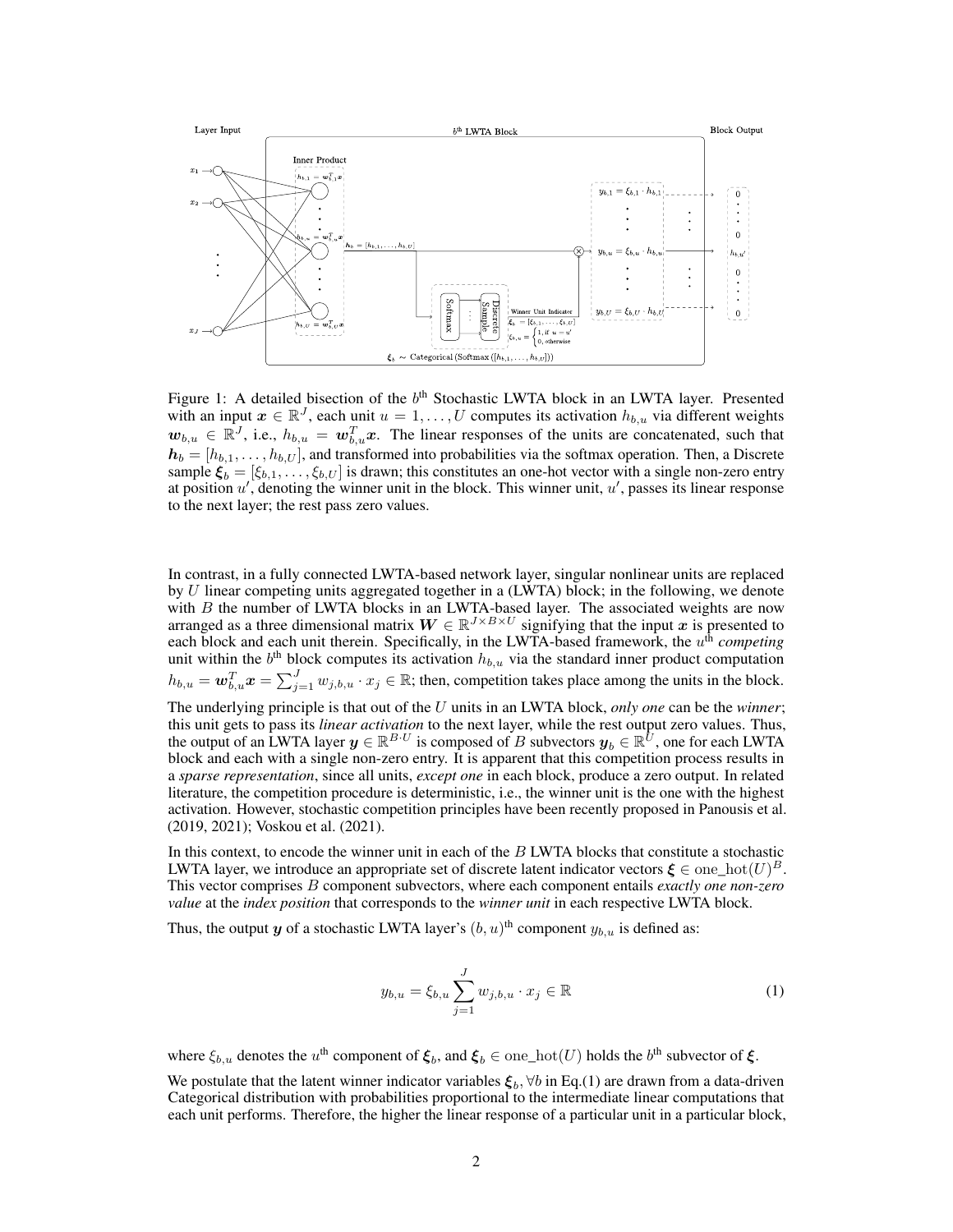Figure 1: A detailed bisection of the $b^{\text{th}}$ Stochastic LWTA block in an LWTA layer. Presented with an input $\boldsymbol{x} \in \mathbb{R}^J$, each unit $u = 1, \ldots, U$ computes its activation $h_{b,u}$ via different weights $\boldsymbol{w}_{b,u} \in \mathbb{R}^J$, i.e., $h_{b,u} = \boldsymbol{w}_{b,u}^T \boldsymbol{x}$. The linear responses of the units are concatenated, such that $\boldsymbol{h}_b = [h_{b,1}, \ldots, h_{b,U}]$, and transformed into probabilities via the softmax operation. Then, a Discrete sample $\boldsymbol{\xi}_b = [\xi_{b,1}, \ldots, \xi_{b,U}]$ is drawn; this constitutes an one-hot vector with a single non-zero entry at position $u'$, denoting the winner unit in the block. This winner unit, $u'$, passes its linear response to the next layer; the rest pass zero values.

In contrast, in a fully connected LWTA-based network layer, singular nonlinear units are replaced by $U$ linear competing units aggregated together in a (LWTA) block; in the following, we denote with $B$ the number of LWTA blocks in an LWTA-based layer. The associated weights are now arranged as a three dimensional matrix $\boldsymbol{W} \in \mathbb{R}^{J \times B \times U}$ signifying that the input $\boldsymbol{x}$ is presented to each block and each unit therein. Specifically, in the LWTA-based framework, the $u^{\text{th}}$ *competing* unit within the $b^{\text{th}}$ block computes its activation $h_{b,u}$ via the standard inner product computation $h_{b,u} = \boldsymbol{w}_{b,u}^T \boldsymbol{x} = \sum_{j=1}^{J} w_{j,b,u} \cdot x_j \in \mathbb{R}$; then, competition takes place among the units in the block.

The underlying principle is that out of the $U$ units in an LWTA block, *only one* can be the *winner*; this unit gets to pass its *linear activation* to the next layer, while the rest output zero values. Thus, the output of an LWTA layer $\boldsymbol{y} \in \mathbb{R}^{B \cdot U}$ is composed of $B$ subvectors $\boldsymbol{y}_b \in \mathbb{R}^U$, one for each LWTA block and each with a single non-zero entry. It is apparent that this competition process results in a *sparse representation*, since all units, *except one* in each block, produce a zero output. In related literature, the competition procedure is deterministic, i.e., the winner unit is the one with the highest activation. However, stochastic competition principles have been recently proposed in Panousis et al. (2019, 2021); Voskou et al. (2021).

In this context, to encode the winner unit in each of the $B$ LWTA blocks that constitute a stochastic LWTA layer, we introduce an appropriate set of discrete latent indicator vectors $\boldsymbol{\xi} \in \text{one\_hot}(U)^B$. This vector comprises $B$ component subvectors, where each component entails *exactly one non-zero value* at the *index position* that corresponds to the *winner unit* in each respective LWTA block.

Thus, the output $\boldsymbol{y}$ of a stochastic LWTA layer's $(b, u)^{\text{th}}$ component $y_{b,u}$ is defined as:

$$y_{b,u} = \xi_{b,u} \sum_{j=1}^{J} w_{j,b,u} \cdot x_j \in \mathbb{R} \tag{1}$$

where $\xi_{b,u}$ denotes the $u^{\text{th}}$ component of $\boldsymbol{\xi}_b$, and $\boldsymbol{\xi}_b \in \text{one\_hot}(U)$ holds the $b^{\text{th}}$ subvector of $\boldsymbol{\xi}$.

We postulate that the latent winner indicator variables $\boldsymbol{\xi}_b, \forall b$ in Eq.(1) are drawn from a data-driven Categorical distribution with probabilities proportional to the intermediate linear computations that each unit performs. Therefore, the higher the linear response of a particular unit in a particular block,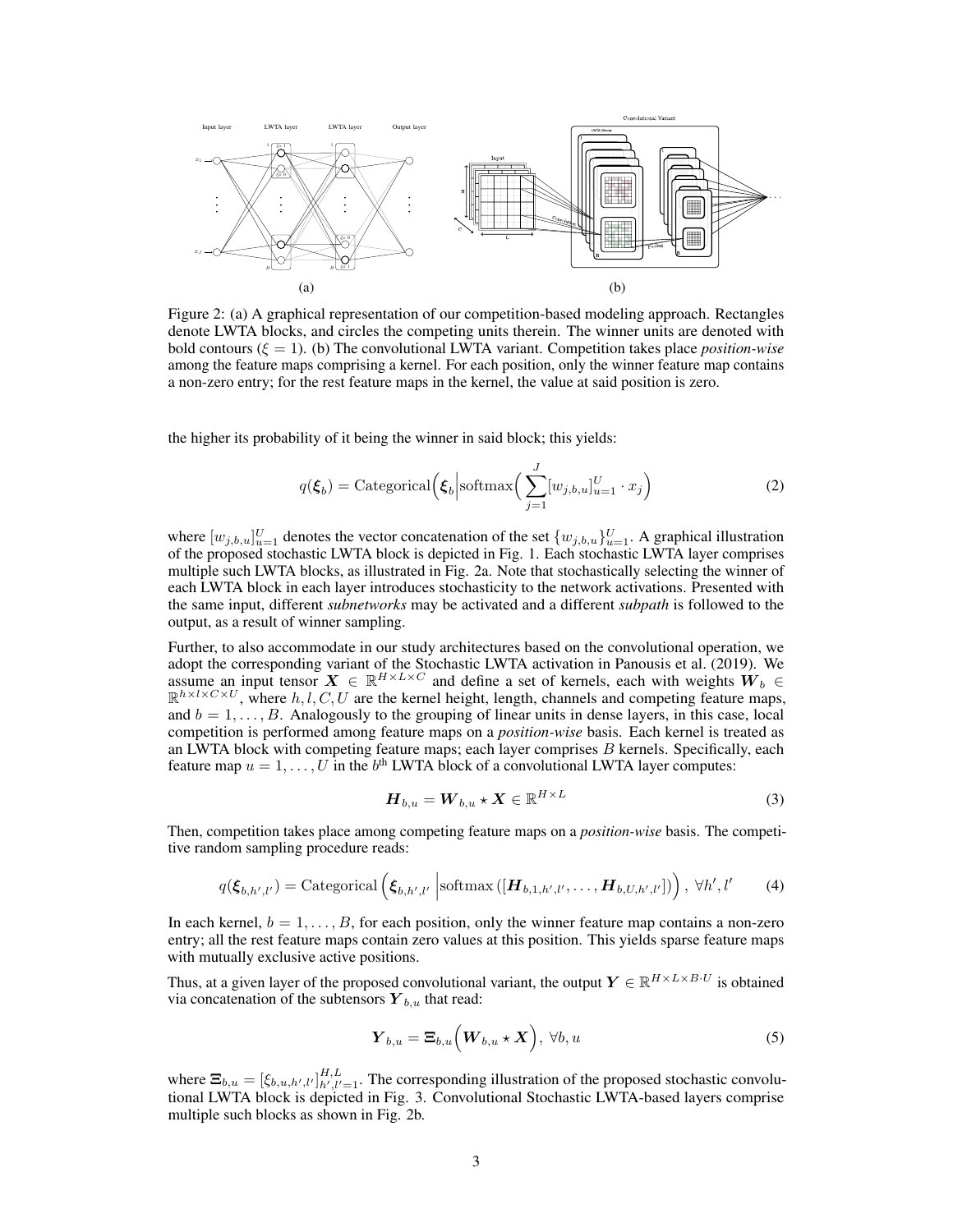Figure 2: (a) A graphical representation of our competition-based modeling approach. Rectangles denote LWTA blocks, and circles the competing units therein. The winner units are denoted with bold contours ($\xi = 1$). (b) The convolutional LWTA variant. Competition takes place *position-wise* among the feature maps comprising a kernel. For each position, only the winner feature map contains a non-zero entry; for the rest feature maps in the kernel, the value at said position is zero.

the higher its probability of it being the winner in said block; this yields:

$$q(\boldsymbol{\xi}_b) = \text{Categorical}\Big(\boldsymbol{\xi}_b \Big| \text{softmax}\Big( \sum_{j=1}^{J} [w_{j,b,u}]_{u=1}^{U} \cdot x_j \Big)\tag{2}$$

where $[w_{j,b,u}]_{u=1}^{U}$ denotes the vector concatenation of the set $\{w_{j,b,u}\}_{u=1}^{U}$. A graphical illustration of the proposed stochastic LWTA block is depicted in Fig. 1. Each stochastic LWTA layer comprises multiple such LWTA blocks, as illustrated in Fig. 2a. Note that stochastically selecting the winner of each LWTA block in each layer introduces stochasticity to the network activations. Presented with the same input, different ***subnetworks*** may be activated and a different ***subpath*** is followed to the output, as a result of winner sampling.

Further, to also accommodate in our study architectures based on the convolutional operation, we adopt the corresponding variant of the Stochastic LWTA activation in Panousis et al. (2019). We assume an input tensor $\boldsymbol{X} \in \mathbb{R}^{H \times L \times C}$ and define a set of kernels, each with weights $\boldsymbol{W}_b \in \mathbb{R}^{h \times l \times C \times U}$, where $h, l, C, U$ are the kernel height, length, channels and competing feature maps, and $b = 1, \dots, B$. Analogously to the grouping of linear units in dense layers, in this case, local competition is performed among feature maps on a *position-wise* basis. Each kernel is treated as an LWTA block with competing feature maps; each layer comprises $B$ kernels. Specifically, each feature map $u = 1, \dots, U$ in the $b^{\text{th}}$ LWTA block of a convolutional LWTA layer computes:

$$\boldsymbol{H}_{b,u} = \boldsymbol{W}_{b,u} \star \boldsymbol{X} \in \mathbb{R}^{H \times L}\tag{3}$$

Then, competition takes place among competing feature maps on a *position-wise* basis. The competitive random sampling procedure reads:

$$q(\boldsymbol{\xi}_{b,h',l'}) = \text{Categorical}\left(\boldsymbol{\xi}_{b,h',l'} \;\middle|\text{softmax}\left([\boldsymbol{H}_{b,1,h',l'}, \dots, \boldsymbol{H}_{b,U,h',l'}]\right)\right), \; \forall h', l'\tag{4}$$

In each kernel, $b = 1, \dots, B$, for each position, only the winner feature map contains a non-zero entry; all the rest feature maps contain zero values at this position. This yields sparse feature maps with mutually exclusive active positions.

Thus, at a given layer of the proposed convolutional variant, the output $\boldsymbol{Y} \in \mathbb{R}^{H \times L \times B \cdot U}$ is obtained via concatenation of the subtensors $\boldsymbol{Y}_{b,u}$ that read:

$$\boldsymbol{Y}_{b,u} = \boldsymbol{\Xi}_{b,u}\Big(\boldsymbol{W}_{b,u} \star \boldsymbol{X}\Big), \; \forall b, u\tag{5}$$

where $\boldsymbol{\Xi}_{b,u} = [\xi_{b,u,h',l'}]_{h',l'=1}^{H,L}$. The corresponding illustration of the proposed stochastic convolutional LWTA block is depicted in Fig. 3. Convolutional Stochastic LWTA-based layers comprise multiple such blocks as shown in Fig. 2b.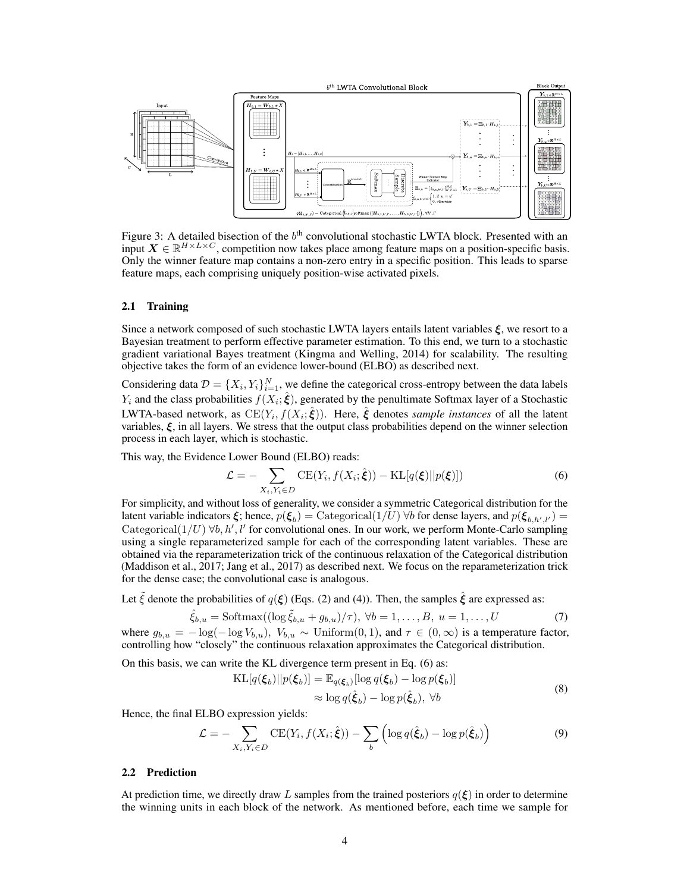Figure 3: A detailed bisection of the $b^{\text{th}}$ convolutional stochastic LWTA block. Presented with an input $\boldsymbol{X} \in \mathbb{R}^{H \times L \times C}$, competition now takes place among feature maps on a position-specific basis. Only the winner feature map contains a non-zero entry in a specific position. This leads to sparse feature maps, each comprising uniquely position-wise activated pixels.

### 2.1 Training

Since a network composed of such stochastic LWTA layers entails latent variables $\boldsymbol{\xi}$, we resort to a Bayesian treatment to perform effective parameter estimation. To this end, we turn to a stochastic gradient variational Bayes treatment (Kingma and Welling, 2014) for scalability. The resulting objective takes the form of an evidence lower-bound (ELBO) as described next.

Considering data $\mathcal{D} = \{X_i, Y_i\}_{i=1}^N$, we define the categorical cross-entropy between the data labels $Y_i$ and the class probabilities $f(X_i; \hat{\boldsymbol{\xi}})$, generated by the penultimate Softmax layer of a Stochastic LWTA-based network, as $\text{CE}(Y_i, f(X_i; \hat{\boldsymbol{\xi}}))$. Here, $\hat{\boldsymbol{\xi}}$ denotes *sample instances* of all the latent variables, $\boldsymbol{\xi}$, in all layers. We stress that the output class probabilities depend on the winner selection process in each layer, which is stochastic.

This way, the Evidence Lower Bound (ELBO) reads:

$$\mathcal{L} = - \sum_{X_i, Y_i \in D} \text{CE}(Y_i, f(X_i; \hat{\boldsymbol{\xi}})) - \text{KL}[q(\boldsymbol{\xi}) || p(\boldsymbol{\xi})] \tag{6}$$

For simplicity, and without loss of generality, we consider a symmetric Categorical distribution for the latent variable indicators $\boldsymbol{\xi}$; hence, $p(\boldsymbol{\xi}_b) = \text{Categorical}(1/U) \ \forall b$ for dense layers, and $p(\boldsymbol{\xi}_{b,h',l'}) = \text{Categorical}(1/U) \ \forall b, h', l'$ for convolutional ones. In our work, we perform Monte-Carlo sampling using a single reparameterized sample for each of the corresponding latent variables. These are obtained via the reparameterization trick of the continuous relaxation of the Categorical distribution (Maddison et al., 2017; Jang et al., 2017) as described next. We focus on the reparameterization trick for the dense case; the convolutional case is analogous.

Let $\tilde{\xi}$ denote the probabilities of $q(\boldsymbol{\xi})$ (Eqs. (2) and (4)). Then, the samples $\hat{\boldsymbol{\xi}}$ are expressed as:

$$\hat{\xi}_{b,u} = \text{Softmax}((\log \tilde{\xi}_{b,u} + g_{b,u})/\tau), \ \forall b = 1, \dots, B, \ u = 1, \dots, U \tag{7}$$

where $g_{b,u} = -\log(-\log V_{b,u})$, $V_{b,u} \sim \text{Uniform}(0, 1)$, and $\tau \in (0, \infty)$ is a temperature factor, controlling how "closely" the continuous relaxation approximates the Categorical distribution.

On this basis, we can write the KL divergence term present in Eq. (6) as:

$$\begin{aligned} \text{KL}[q(\boldsymbol{\xi}_b) || p(\boldsymbol{\xi}_b)] &= \mathbb{E}_{q(\boldsymbol{\xi}_b)}[\log q(\boldsymbol{\xi}_b) - \log p(\boldsymbol{\xi}_b)] \\ &\approx \log q(\hat{\boldsymbol{\xi}}_b) - \log p(\hat{\boldsymbol{\xi}}_b), \ \forall b \end{aligned} \tag{8}$$

Hence, the final ELBO expression yields:

$$\mathcal{L} = - \sum_{X_i, Y_i \in D} \text{CE}(Y_i, f(X_i; \hat{\boldsymbol{\xi}})) - \sum_b \left( \log q(\hat{\boldsymbol{\xi}}_b) - \log p(\hat{\boldsymbol{\xi}}_b) \right) \tag{9}$$

### 2.2 Prediction

At prediction time, we directly draw $L$ samples from the trained posteriors $q(\boldsymbol{\xi})$ in order to determine the winning units in each block of the network. As mentioned before, each time we sample for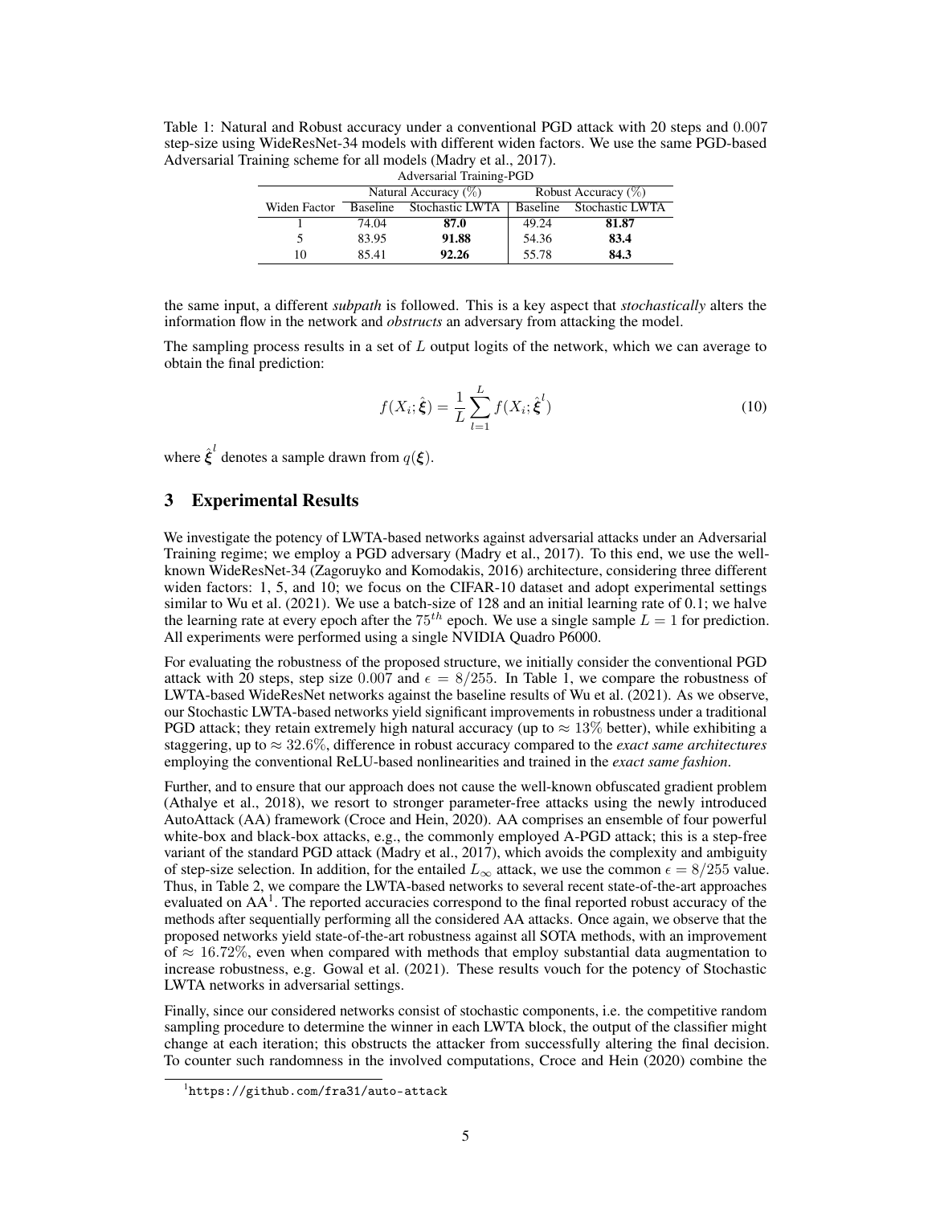Table 1: Natural and Robust accuracy under a conventional PGD attack with 20 steps and 0.007 step-size using WideResNet-34 models with different widen factors. We use the same PGD-based Adversarial Training scheme for all models (Madry et al., 2017).

| Adversarial Training-PGD | | | | |
|---|---|---|---|---|
| | Natural Accuracy (%) | | Robust Accuracy (%) | |
| Widen Factor | Baseline | Stochastic LWTA | Baseline | Stochastic LWTA |
| 1 | 74.04 | **87.0** | 49.24 | **81.87** |
| 5 | 83.95 | **91.88** | 54.36 | **83.4** |
| 10 | 85.41 | **92.26** | 55.78 | **84.3** |

the same input, a different *subpath* is followed. This is a key aspect that *stochastically* alters the information flow in the network and *obstructs* an adversary from attacking the model.

The sampling process results in a set of $L$ output logits of the network, which we can average to obtain the final prediction:

$$f(X_i; \hat{\boldsymbol{\xi}}) = \frac{1}{L} \sum_{l=1}^{L} f(X_i; \hat{\boldsymbol{\xi}}^l) \tag{10}$$

where $\hat{\boldsymbol{\xi}}^l$ denotes a sample drawn from $q(\boldsymbol{\xi})$.

## 3 Experimental Results

We investigate the potency of LWTA-based networks against adversarial attacks under an Adversarial Training regime; we employ a PGD adversary (Madry et al., 2017). To this end, we use the well-known WideResNet-34 (Zagoruyko and Komodakis, 2016) architecture, considering three different widen factors: 1, 5, and 10; we focus on the CIFAR-10 dataset and adopt experimental settings similar to Wu et al. (2021). We use a batch-size of 128 and an initial learning rate of 0.1; we halve the learning rate at every epoch after the $75^{th}$ epoch. We use a single sample $L = 1$ for prediction. All experiments were performed using a single NVIDIA Quadro P6000.

For evaluating the robustness of the proposed structure, we initially consider the conventional PGD attack with 20 steps, step size 0.007 and $\epsilon = 8/255$. In Table 1, we compare the robustness of LWTA-based WideResNet networks against the baseline results of Wu et al. (2021). As we observe, our Stochastic LWTA-based networks yield significant improvements in robustness under a traditional PGD attack; they retain extremely high natural accuracy (up to $\approx 13\%$ better), while exhibiting a staggering, up to $\approx 32.6\%$, difference in robust accuracy compared to the *exact same architectures* employing the conventional ReLU-based nonlinearities and trained in the *exact same fashion*.

Further, and to ensure that our approach does not cause the well-known obfuscated gradient problem (Athalye et al., 2018), we resort to stronger parameter-free attacks using the newly introduced AutoAttack (AA) framework (Croce and Hein, 2020). AA comprises an ensemble of four powerful white-box and black-box attacks, e.g., the commonly employed A-PGD attack; this is a step-free variant of the standard PGD attack (Madry et al., 2017), which avoids the complexity and ambiguity of step-size selection. In addition, for the entailed $L_\infty$ attack, we use the common $\epsilon = 8/255$ value. Thus, in Table 2, we compare the LWTA-based networks to several recent state-of-the-art approaches evaluated on AA[1]. The reported accuracies correspond to the final reported robust accuracy of the methods after sequentially performing all the considered AA attacks. Once again, we observe that the proposed networks yield state-of-the-art robustness against all SOTA methods, with an improvement of $\approx 16.72\%$, even when compared with methods that employ substantial data augmentation to increase robustness, e.g. Gowal et al. (2021). These results vouch for the potency of Stochastic LWTA networks in adversarial settings.

Finally, since our considered networks consist of stochastic components, i.e. the competitive random sampling procedure to determine the winner in each LWTA block, the output of the classifier might change at each iteration; this obstructs the attacker from successfully altering the final decision. To counter such randomness in the involved computations, Croce and Hein (2020) combine the

[1] https://github.com/fra31/auto-attack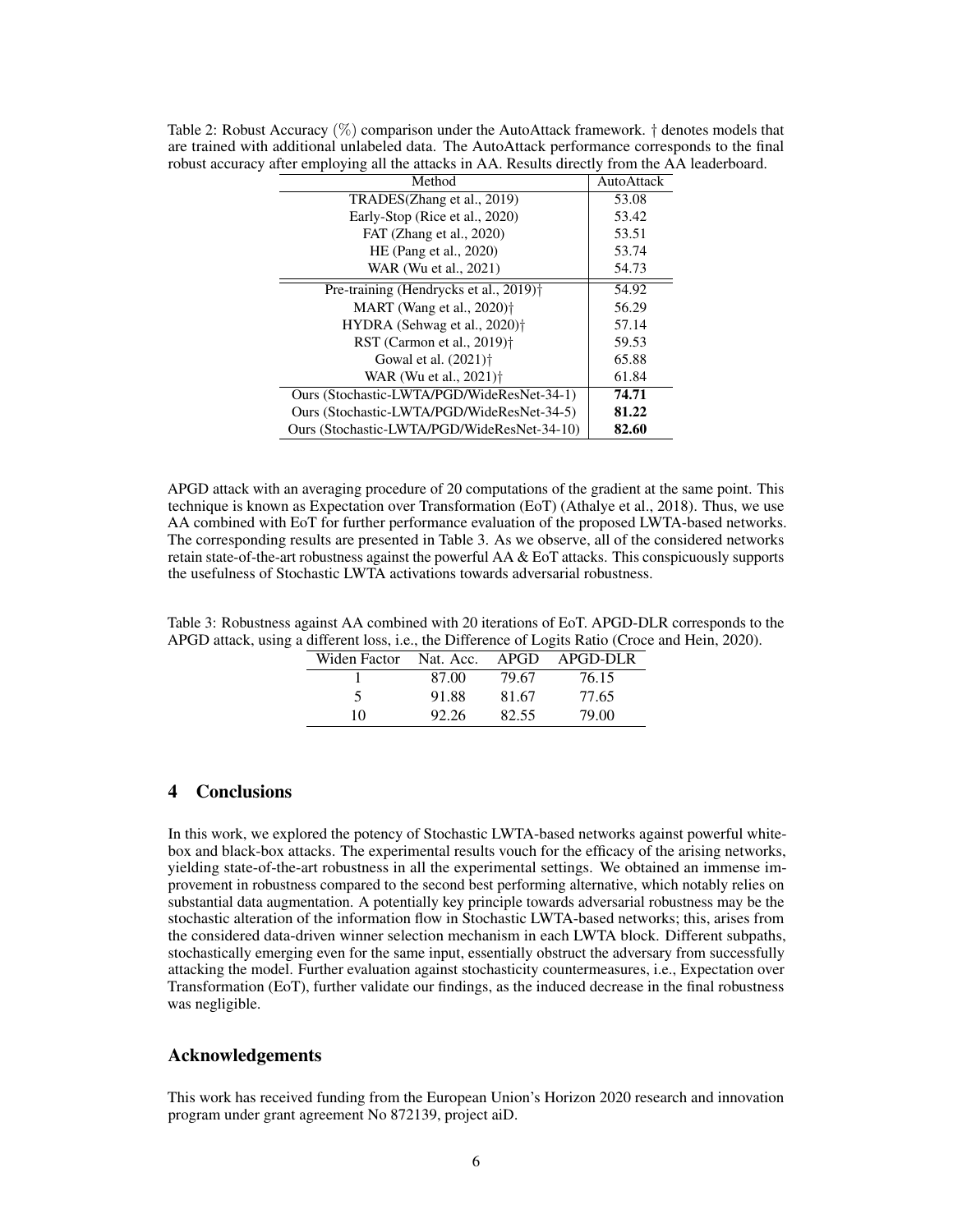Table 2: Robust Accuracy (%) comparison under the AutoAttack framework. † denotes models that are trained with additional unlabeled data. The AutoAttack performance corresponds to the final robust accuracy after employing all the attacks in AA. Results directly from the AA leaderboard.

| Method | AutoAttack |
|---|---|
| TRADES(Zhang et al., 2019) | 53.08 |
| Early-Stop (Rice et al., 2020) | 53.42 |
| FAT (Zhang et al., 2020) | 53.51 |
| HE (Pang et al., 2020) | 53.74 |
| WAR (Wu et al., 2021) | 54.73 |
| Pre-training (Hendrycks et al., 2019)† | 54.92 |
| MART (Wang et al., 2020)† | 56.29 |
| HYDRA (Sehwag et al., 2020)† | 57.14 |
| RST (Carmon et al., 2019)† | 59.53 |
| Gowal et al. (2021)† | 65.88 |
| WAR (Wu et al., 2021)† | 61.84 |
| Ours (Stochastic-LWTA/PGD/WideResNet-34-1) | **74.71** |
| Ours (Stochastic-LWTA/PGD/WideResNet-34-5) | **81.22** |
| Ours (Stochastic-LWTA/PGD/WideResNet-34-10) | **82.60** |

APGD attack with an averaging procedure of 20 computations of the gradient at the same point. This technique is known as Expectation over Transformation (EoT) (Athalye et al., 2018). Thus, we use AA combined with EoT for further performance evaluation of the proposed LWTA-based networks. The corresponding results are presented in Table 3. As we observe, all of the considered networks retain state-of-the-art robustness against the powerful AA & EoT attacks. This conspicuously supports the usefulness of Stochastic LWTA activations towards adversarial robustness.

Table 3: Robustness against AA combined with 20 iterations of EoT. APGD-DLR corresponds to the APGD attack, using a different loss, i.e., the Difference of Logits Ratio (Croce and Hein, 2020).

| Widen Factor | Nat. Acc. | APGD | APGD-DLR |
|---|---|---|---|
| 1 | 87.00 | 79.67 | 76.15 |
| 5 | 91.88 | 81.67 | 77.65 |
| 10 | 92.26 | 82.55 | 79.00 |

## 4 Conclusions

In this work, we explored the potency of Stochastic LWTA-based networks against powerful white-box and black-box attacks. The experimental results vouch for the efficacy of the arising networks, yielding state-of-the-art robustness in all the experimental settings. We obtained an immense improvement in robustness compared to the second best performing alternative, which notably relies on substantial data augmentation. A potentially key principle towards adversarial robustness may be the stochastic alteration of the information flow in Stochastic LWTA-based networks; this, arises from the considered data-driven winner selection mechanism in each LWTA block. Different subpaths, stochastically emerging even for the same input, essentially obstruct the adversary from successfully attacking the model. Further evaluation against stochasticity countermeasures, i.e., Expectation over Transformation (EoT), further validate our findings, as the induced decrease in the final robustness was negligible.

## Acknowledgements

This work has received funding from the European Union's Horizon 2020 research and innovation program under grant agreement No 872139, project aiD.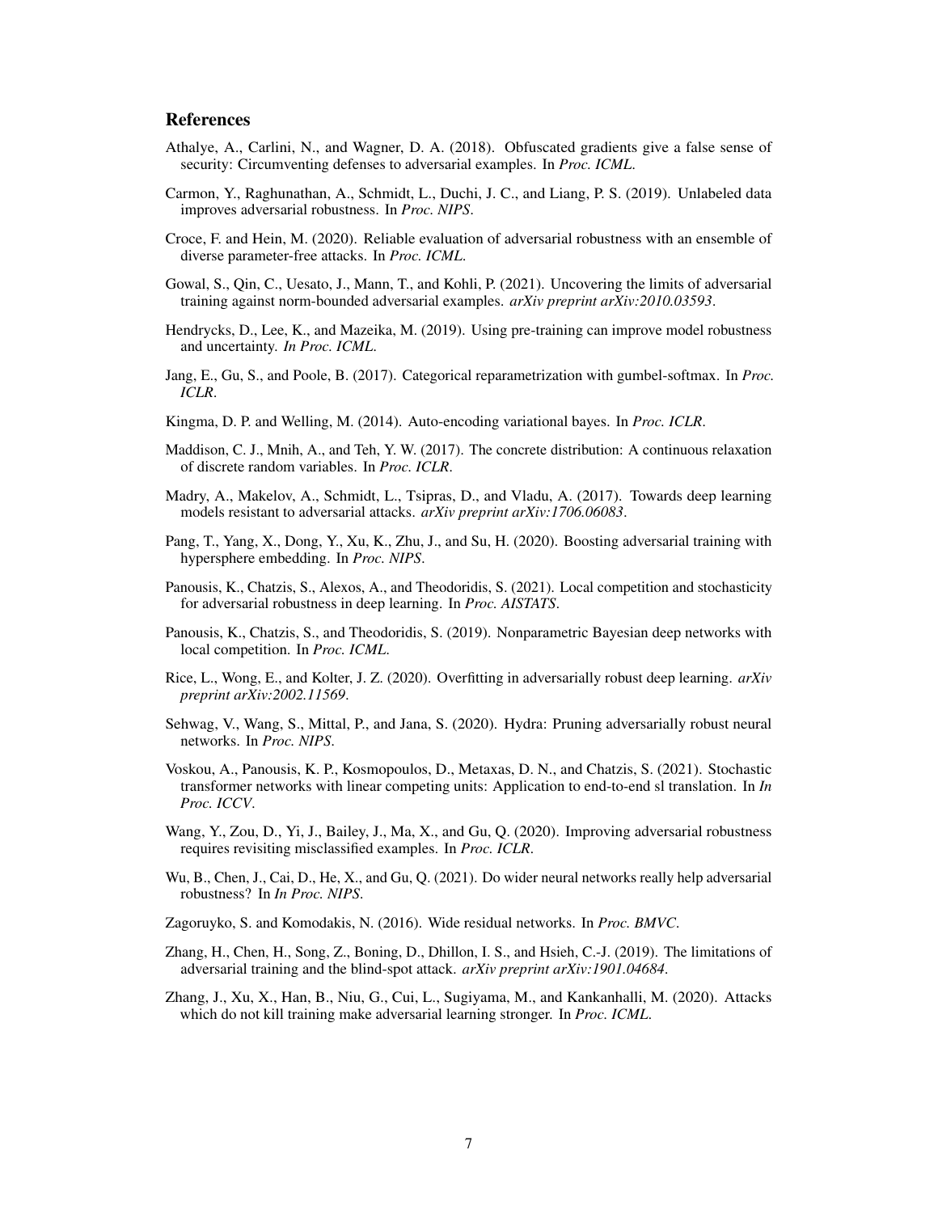## References

Athalye, A., Carlini, N., and Wagner, D. A. (2018). Obfuscated gradients give a false sense of security: Circumventing defenses to adversarial examples. In *Proc. ICML*.

Carmon, Y., Raghunathan, A., Schmidt, L., Duchi, J. C., and Liang, P. S. (2019). Unlabeled data improves adversarial robustness. In *Proc. NIPS*.

Croce, F. and Hein, M. (2020). Reliable evaluation of adversarial robustness with an ensemble of diverse parameter-free attacks. In *Proc. ICML*.

Gowal, S., Qin, C., Uesato, J., Mann, T., and Kohli, P. (2021). Uncovering the limits of adversarial training against norm-bounded adversarial examples. *arXiv preprint arXiv:2010.03593*.

Hendrycks, D., Lee, K., and Mazeika, M. (2019). Using pre-training can improve model robustness and uncertainty. *In Proc. ICML*.

Jang, E., Gu, S., and Poole, B. (2017). Categorical reparametrization with gumbel-softmax. In *Proc. ICLR*.

Kingma, D. P. and Welling, M. (2014). Auto-encoding variational bayes. In *Proc. ICLR*.

Maddison, C. J., Mnih, A., and Teh, Y. W. (2017). The concrete distribution: A continuous relaxation of discrete random variables. In *Proc. ICLR*.

Madry, A., Makelov, A., Schmidt, L., Tsipras, D., and Vladu, A. (2017). Towards deep learning models resistant to adversarial attacks. *arXiv preprint arXiv:1706.06083*.

Pang, T., Yang, X., Dong, Y., Xu, K., Zhu, J., and Su, H. (2020). Boosting adversarial training with hypersphere embedding. In *Proc. NIPS*.

Panousis, K., Chatzis, S., Alexos, A., and Theodoridis, S. (2021). Local competition and stochasticity for adversarial robustness in deep learning. In *Proc. AISTATS*.

Panousis, K., Chatzis, S., and Theodoridis, S. (2019). Nonparametric Bayesian deep networks with local competition. In *Proc. ICML*.

Rice, L., Wong, E., and Kolter, J. Z. (2020). Overfitting in adversarially robust deep learning. *arXiv preprint arXiv:2002.11569*.

Sehwag, V., Wang, S., Mittal, P., and Jana, S. (2020). Hydra: Pruning adversarially robust neural networks. In *Proc. NIPS*.

Voskou, A., Panousis, K. P., Kosmopoulos, D., Metaxas, D. N., and Chatzis, S. (2021). Stochastic transformer networks with linear competing units: Application to end-to-end sl translation. In *In Proc. ICCV*.

Wang, Y., Zou, D., Yi, J., Bailey, J., Ma, X., and Gu, Q. (2020). Improving adversarial robustness requires revisiting misclassified examples. In *Proc. ICLR*.

Wu, B., Chen, J., Cai, D., He, X., and Gu, Q. (2021). Do wider neural networks really help adversarial robustness? In *In Proc. NIPS*.

Zagoruyko, S. and Komodakis, N. (2016). Wide residual networks. In *Proc. BMVC*.

Zhang, H., Chen, H., Song, Z., Boning, D., Dhillon, I. S., and Hsieh, C.-J. (2019). The limitations of adversarial training and the blind-spot attack. *arXiv preprint arXiv:1901.04684*.

Zhang, J., Xu, X., Han, B., Niu, G., Cui, L., Sugiyama, M., and Kankanhalli, M. (2020). Attacks which do not kill training make adversarial learning stronger. In *Proc. ICML*.